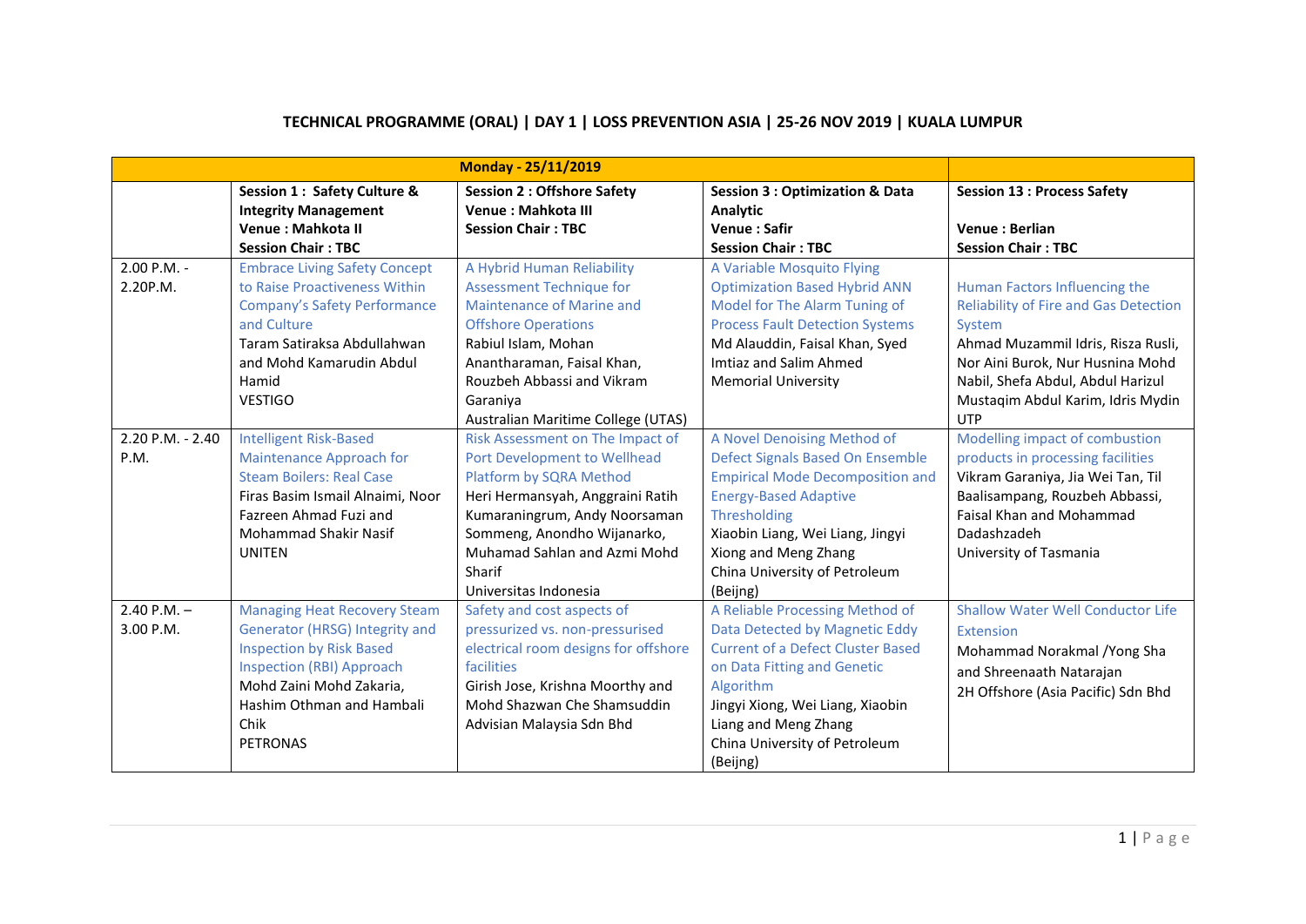# TECHNICAL PROGRAMME (ORAL) | DAY 1 | LOSS PREVENTION ASIA | 25-26 NOV 2019 | KUALA LUMPUR

| Monday - 25/11/2019 | | | | |
|---|---|---|---|---|
| | **Session 1 : Safety Culture & Integrity Management**<br>**Venue : Mahkota II**<br>**Session Chair : TBC** | **Session 2 : Offshore Safety**<br>**Venue : Mahkota III**<br>**Session Chair : TBC** | **Session 3 : Optimization & Data Analytic**<br>**Venue : Safir**<br>**Session Chair : TBC** | **Session 13 : Process Safety**<br>**Venue : Berlian**<br>**Session Chair : TBC** |
| 2.00 P.M. - 2.20P.M. | Embrace Living Safety Concept to Raise Proactiveness Within Company's Safety Performance and Culture<br>Taram Satiraksa Abdullahwan and Mohd Kamarudin Abdul Hamid<br>VESTIGO | A Hybrid Human Reliability Assessment Technique for Maintenance of Marine and Offshore Operations<br>Rabiul Islam, Mohan Anantharaman, Faisal Khan, Rouzbeh Abbassi and Vikram Garaniya<br>Australian Maritime College (UTAS) | A Variable Mosquito Flying Optimization Based Hybrid ANN Model for The Alarm Tuning of Process Fault Detection Systems<br>Md Alauddin, Faisal Khan, Syed Imtiaz and Salim Ahmed<br>Memorial University | Human Factors Influencing the Reliability of Fire and Gas Detection System<br>Ahmad Muzammil Idris, Risza Rusli, Nor Aini Burok, Nur Husnina Mohd Nabil, Shefa Abdul, Abdul Harizul Mustaqim Abdul Karim, Idris Mydin<br>UTP |
| 2.20 P.M. - 2.40 P.M. | Intelligent Risk-Based Maintenance Approach for Steam Boilers: Real Case<br>Firas Basim Ismail Alnaimi, Noor Fazreen Ahmad Fuzi and Mohammad Shakir Nasif<br>UNITEN | Risk Assessment on The Impact of Port Development to Wellhead Platform by SQRA Method<br>Heri Hermansyah, Anggraini Ratih Kumaraningrum, Andy Noorsaman Sommeng, Anondho Wijanarko, Muhamad Sahlan and Azmi Mohd Sharif<br>Universitas Indonesia | A Novel Denoising Method of Defect Signals Based On Ensemble Empirical Mode Decomposition and Energy-Based Adaptive Thresholding<br>Xiaobin Liang, Wei Liang, Jingyi Xiong and Meng Zhang<br>China University of Petroleum (Beijng) | Modelling impact of combustion products in processing facilities<br>Vikram Garaniya, Jia Wei Tan, Til Baalisampang, Rouzbeh Abbassi, Faisal Khan and Mohammad Dadashzadeh<br>University of Tasmania |
| 2.40 P.M. – 3.00 P.M. | Managing Heat Recovery Steam Generator (HRSG) Integrity and Inspection by Risk Based Inspection (RBI) Approach<br>Mohd Zaini Mohd Zakaria, Hashim Othman and Hambali Chik<br>PETRONAS | Safety and cost aspects of pressurized vs. non-pressurised electrical room designs for offshore facilities<br>Girish Jose, Krishna Moorthy and Mohd Shazwan Che Shamsuddin<br>Advisian Malaysia Sdn Bhd | A Reliable Processing Method of Data Detected by Magnetic Eddy Current of a Defect Cluster Based on Data Fitting and Genetic Algorithm<br>Jingyi Xiong, Wei Liang, Xiaobin Liang and Meng Zhang<br>China University of Petroleum (Beijng) | Shallow Water Well Conductor Life Extension<br>Mohammad Norakmal /Yong Sha and Shreenaath Natarajan<br>2H Offshore (Asia Pacific) Sdn Bhd |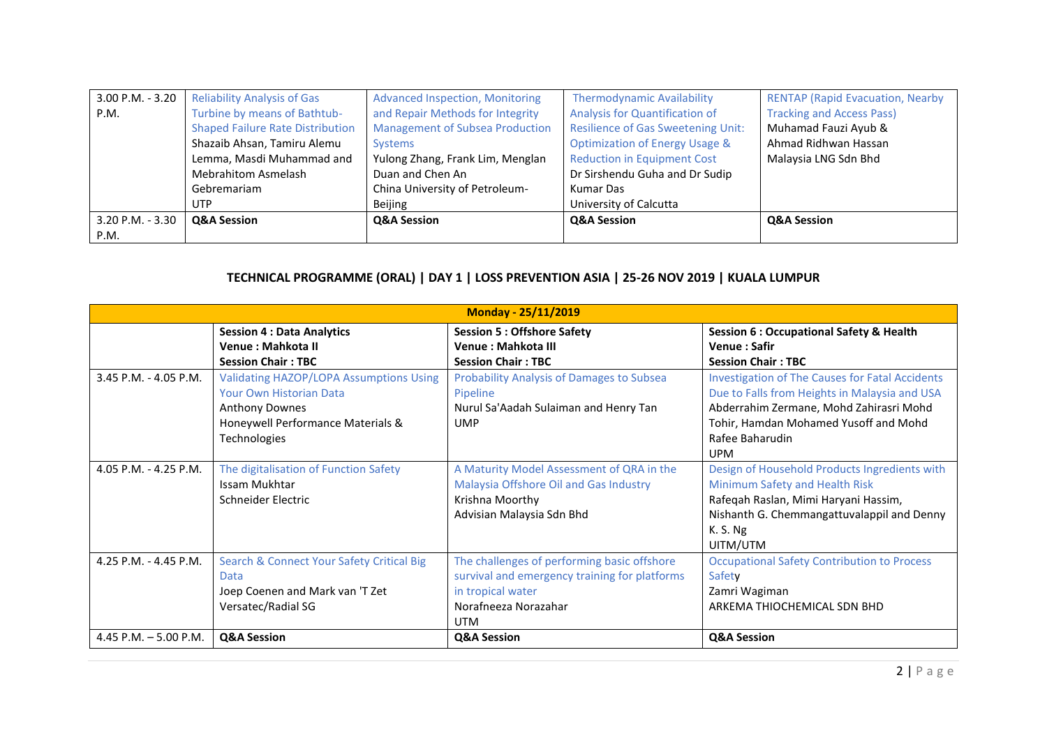| 3.00 P.M. - 3.20 P.M. | Reliability Analysis of Gas Turbine by means of Bathtub-Shaped Failure Rate Distribution<br>Shazaib Ahsan, Tamiru Alemu Lemma, Masdi Muhammad and Mebrahitom Asmelash Gebremariam<br>UTP | Advanced Inspection, Monitoring and Repair Methods for Integrity Management of Subsea Production Systems<br>Yulong Zhang, Frank Lim, Menglan Duan and Chen An<br>China University of Petroleum-Beijing | Thermodynamic Availability Analysis for Quantification of Resilience of Gas Sweetening Unit: Optimization of Energy Usage & Reduction in Equipment Cost<br>Dr Sirshendu Guha and Dr Sudip Kumar Das<br>University of Calcutta | RENTAP (Rapid Evacuation, Nearby Tracking and Access Pass)<br>Muhamad Fauzi Ayub & Ahmad Ridhwan Hassan<br>Malaysia LNG Sdn Bhd |
|---|---|---|---|---|
| 3.20 P.M. - 3.30 P.M. | **Q&A Session** | **Q&A Session** | **Q&A Session** | **Q&A Session** |

## TECHNICAL PROGRAMME (ORAL) | DAY 1 | LOSS PREVENTION ASIA | 25-26 NOV 2019 | KUALA LUMPUR

| **Monday - 25/11/2019** | | | |
|---|---|---|---|
| | **Session 4 : Data Analytics**<br>**Venue : Mahkota II**<br>**Session Chair : TBC** | **Session 5 : Offshore Safety**<br>**Venue : Mahkota III**<br>**Session Chair : TBC** | **Session 6 : Occupational Safety & Health**<br>**Venue : Safir**<br>**Session Chair : TBC** |
| 3.45 P.M. - 4.05 P.M. | Validating HAZOP/LOPA Assumptions Using Your Own Historian Data<br>Anthony Downes<br>Honeywell Performance Materials & Technologies | Probability Analysis of Damages to Subsea Pipeline<br>Nurul Sa'Aadah Sulaiman and Henry Tan<br>UMP | Investigation of The Causes for Fatal Accidents Due to Falls from Heights in Malaysia and USA<br>Abderrahim Zermane, Mohd Zahirasri Mohd Tohir, Hamdan Mohamed Yusoff and Mohd Rafee Baharudin<br>UPM |
| 4.05 P.M. - 4.25 P.M. | The digitalisation of Function Safety<br>Issam Mukhtar<br>Schneider Electric | A Maturity Model Assessment of QRA in the Malaysia Offshore Oil and Gas Industry<br>Krishna Moorthy<br>Advisian Malaysia Sdn Bhd | Design of Household Products Ingredients with Minimum Safety and Health Risk<br>Rafeqah Raslan, Mimi Haryani Hassim, Nishanth G. Chemmangattuvalappil and Denny K. S. Ng<br>UITM/UTM |
| 4.25 P.M. - 4.45 P.M. | Search & Connect Your Safety Critical Big Data<br>Joep Coenen and Mark van 'T Zet<br>Versatec/Radial SG | The challenges of performing basic offshore survival and emergency training for platforms in tropical water<br>Norafneeza Norazahar<br>UTM | Occupational Safety Contribution to Process Safety<br>Zamri Wagiman<br>ARKEMA THIOCHEMICAL SDN BHD |
| 4.45 P.M. – 5.00 P.M. | **Q&A Session** | **Q&A Session** | **Q&A Session** |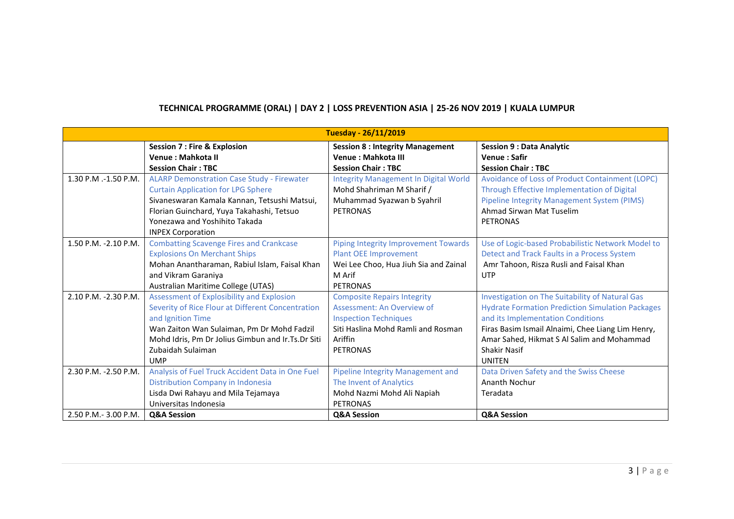**TECHNICAL PROGRAMME (ORAL) | DAY 2 | LOSS PREVENTION ASIA | 25-26 NOV 2019 | KUALA LUMPUR**

| Tuesday - 26/11/2019 | | | |
|---|---|---|---|
| | **Session 7 : Fire & Explosion**<br>**Venue : Mahkota II**<br>**Session Chair : TBC** | **Session 8 : Integrity Management**<br>**Venue : Mahkota III**<br>**Session Chair : TBC** | **Session 9 : Data Analytic**<br>**Venue : Safir**<br>**Session Chair : TBC** |
| 1.30 P.M .-1.50 P.M. | ALARP Demonstration Case Study - Firewater Curtain Application for LPG Sphere<br>Sivaneswaran Kamala Kannan, Tetsushi Matsui, Florian Guinchard, Yuya Takahashi, Tetsuo Yonezawa and Yoshihito Takada<br>INPEX Corporation | Integrity Management In Digital World<br>Mohd Shahriman M Sharif / Muhammad Syazwan b Syahril<br>PETRONAS | Avoidance of Loss of Product Containment (LOPC) Through Effective Implementation of Digital Pipeline Integrity Management System (PIMS)<br>Ahmad Sirwan Mat Tuselim<br>PETRONAS |
| 1.50 P.M. -2.10 P.M. | Combatting Scavenge Fires and Crankcase Explosions On Merchant Ships<br>Mohan Anantharaman, Rabiul Islam, Faisal Khan and Vikram Garaniya<br>Australian Maritime College (UTAS) | Piping Integrity Improvement Towards Plant OEE Improvement<br>Wei Lee Choo, Hua Jiuh Sia and Zainal M Arif<br>PETRONAS | Use of Logic-based Probabilistic Network Model to Detect and Track Faults in a Process System<br>Amr Tahoon, Risza Rusli and Faisal Khan<br>UTP |
| 2.10 P.M. -2.30 P.M. | Assessment of Explosibility and Explosion Severity of Rice Flour at Different Concentration and Ignition Time<br>Wan Zaiton Wan Sulaiman, Pm Dr Mohd Fadzil Mohd Idris, Pm Dr Jolius Gimbun and Ir.Ts.Dr Siti Zubaidah Sulaiman<br>UMP | Composite Repairs Integrity Assessment: An Overview of Inspection Techniques<br>Siti Haslina Mohd Ramli and Rosman Ariffin<br>PETRONAS | Investigation on The Suitability of Natural Gas Hydrate Formation Prediction Simulation Packages and its Implementation Conditions<br>Firas Basim Ismail Alnaimi, Chee Liang Lim Henry, Amar Sahed, Hikmat S Al Salim and Mohammad Shakir Nasif<br>UNITEN |
| 2.30 P.M. -2.50 P.M. | Analysis of Fuel Truck Accident Data in One Fuel Distribution Company in Indonesia<br>Lisda Dwi Rahayu and Mila Tejamaya<br>Universitas Indonesia | Pipeline Integrity Management and The Invent of Analytics<br>Mohd Nazmi Mohd Ali Napiah<br>PETRONAS | Data Driven Safety and the Swiss Cheese<br>Ananth Nochur<br>Teradata |
| 2.50 P.M.- 3.00 P.M. | **Q&A Session** | **Q&A Session** | **Q&A Session** |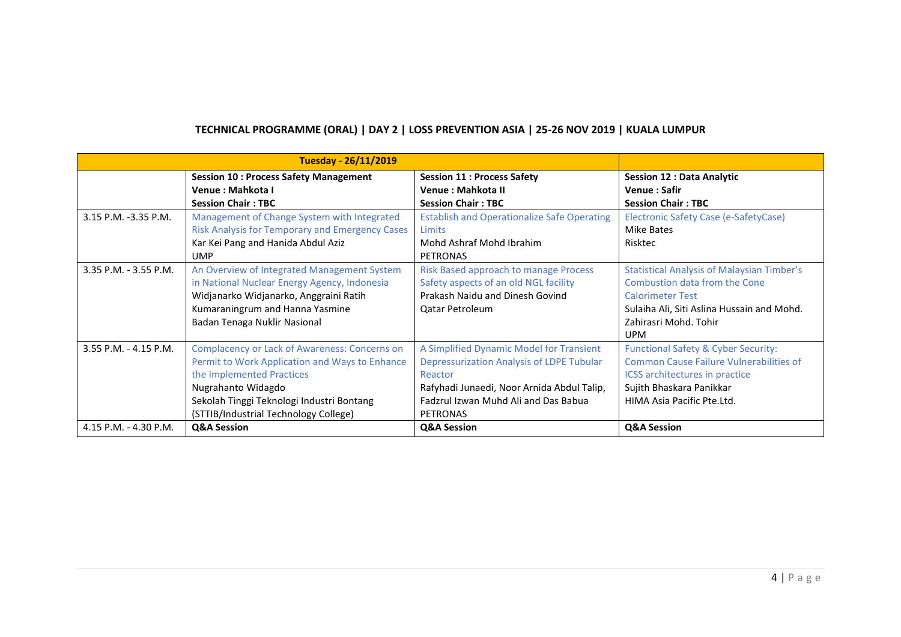**TECHNICAL PROGRAMME (ORAL) | DAY 2 | LOSS PREVENTION ASIA | 25-26 NOV 2019 | KUALA LUMPUR**

| Tuesday - 26/11/2019 | | | |
|---|---|---|---|
| | **Session 10 : Process Safety Management**<br>**Venue : Mahkota I**<br>**Session Chair : TBC** | **Session 11 : Process Safety**<br>**Venue : Mahkota II**<br>**Session Chair : TBC** | **Session 12 : Data Analytic**<br>**Venue : Safir**<br>**Session Chair : TBC** |
| 3.15 P.M. -3.35 P.M. | Management of Change System with Integrated Risk Analysis for Temporary and Emergency Cases<br>Kar Kei Pang and Hanida Abdul Aziz<br>UMP | Establish and Operationalize Safe Operating Limits<br>Mohd Ashraf Mohd Ibrahim<br>PETRONAS | Electronic Safety Case (e-SafetyCase)<br>Mike Bates<br>Risktec |
| 3.35 P.M. - 3.55 P.M. | An Overview of Integrated Management System in National Nuclear Energy Agency, Indonesia<br>Widjanarko Widjanarko, Anggraini Ratih Kumaraningrum and Hanna Yasmine<br>Badan Tenaga Nuklir Nasional | Risk Based approach to manage Process Safety aspects of an old NGL facility<br>Prakash Naidu and Dinesh Govind<br>Qatar Petroleum | Statistical Analysis of Malaysian Timber's Combustion data from the Cone Calorimeter Test<br>Sulaiha Ali, Siti Aslina Hussain and Mohd. Zahirasri Mohd. Tohir<br>UPM |
| 3.55 P.M. - 4.15 P.M. | Complacency or Lack of Awareness: Concerns on Permit to Work Application and Ways to Enhance the Implemented Practices<br>Nugrahanto Widagdo<br>Sekolah Tinggi Teknologi Industri Bontang (STTIB/Industrial Technology College) | A Simplified Dynamic Model for Transient Depressurization Analysis of LDPE Tubular Reactor<br>Rafyhadi Junaedi, Noor Arnida Abdul Talip, Fadzrul Izwan Muhd Ali and Das Babua<br>PETRONAS | Functional Safety & Cyber Security: Common Cause Failure Vulnerabilities of ICSS architectures in practice<br>Sujith Bhaskara Panikkar<br>HIMA Asia Pacific Pte.Ltd. |
| 4.15 P.M. - 4.30 P.M. | **Q&A Session** | **Q&A Session** | **Q&A Session** |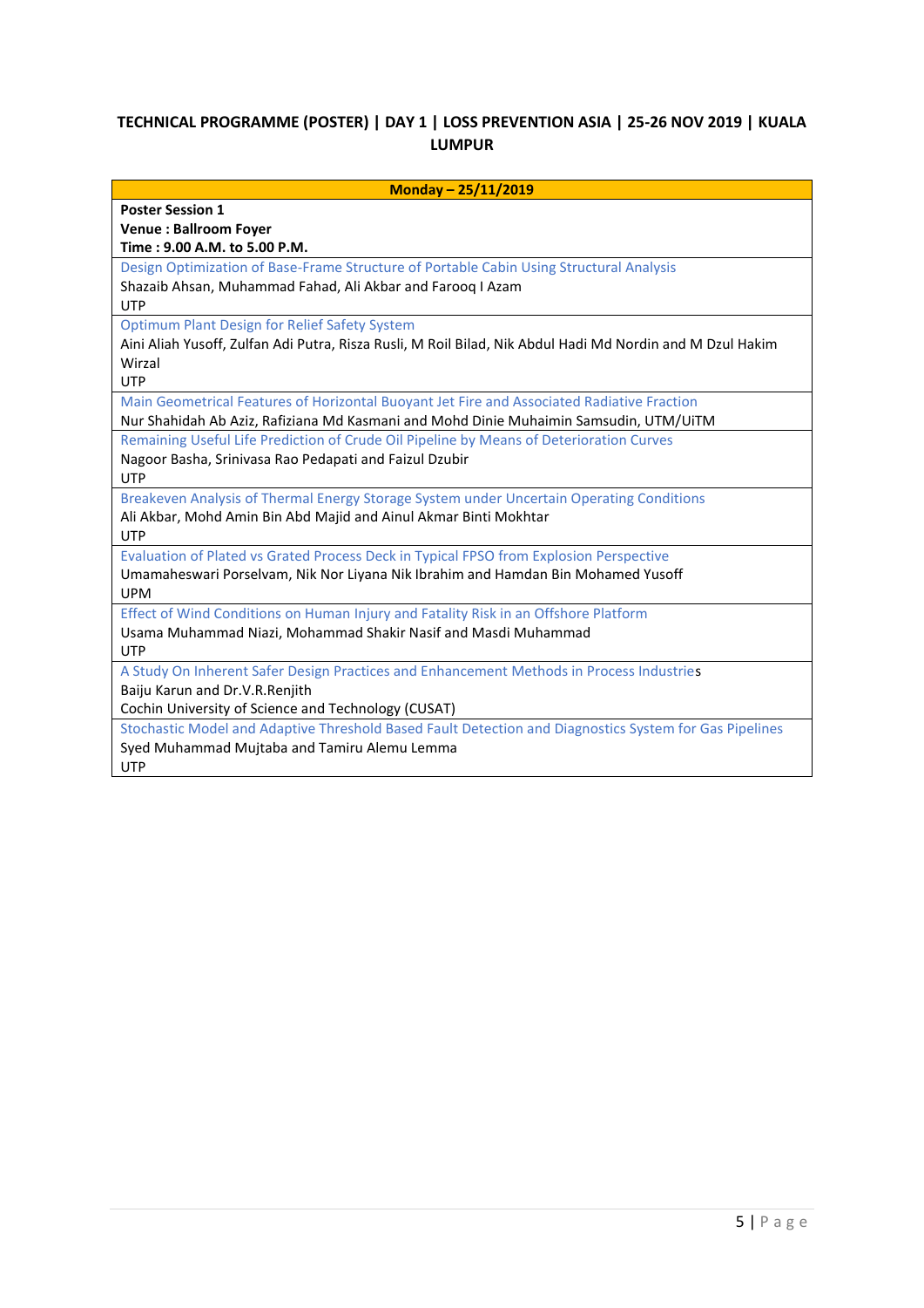**TECHNICAL PROGRAMME (POSTER) | DAY 1 | LOSS PREVENTION ASIA | 25-26 NOV 2019 | KUALA LUMPUR**

| Monday – 25/11/2019 |
|---|
| **Poster Session 1**<br>**Venue : Ballroom Foyer**<br>**Time : 9.00 A.M. to 5.00 P.M.** |
| Design Optimization of Base-Frame Structure of Portable Cabin Using Structural Analysis<br>Shazaib Ahsan, Muhammad Fahad, Ali Akbar and Farooq I Azam<br>UTP |
| Optimum Plant Design for Relief Safety System<br>Aini Aliah Yusoff, Zulfan Adi Putra, Risza Rusli, M Roil Bilad, Nik Abdul Hadi Md Nordin and M Dzul Hakim Wirzal<br>UTP |
| Main Geometrical Features of Horizontal Buoyant Jet Fire and Associated Radiative Fraction<br>Nur Shahidah Ab Aziz, Rafiziana Md Kasmani and Mohd Dinie Muhaimin Samsudin, UTM/UiTM |
| Remaining Useful Life Prediction of Crude Oil Pipeline by Means of Deterioration Curves<br>Nagoor Basha, Srinivasa Rao Pedapati and Faizul Dzubir<br>UTP |
| Breakeven Analysis of Thermal Energy Storage System under Uncertain Operating Conditions<br>Ali Akbar, Mohd Amin Bin Abd Majid and Ainul Akmar Binti Mokhtar<br>UTP |
| Evaluation of Plated vs Grated Process Deck in Typical FPSO from Explosion Perspective<br>Umamaheswari Porselvam, Nik Nor Liyana Nik Ibrahim and Hamdan Bin Mohamed Yusoff<br>UPM |
| Effect of Wind Conditions on Human Injury and Fatality Risk in an Offshore Platform<br>Usama Muhammad Niazi, Mohammad Shakir Nasif and Masdi Muhammad<br>UTP |
| A Study On Inherent Safer Design Practices and Enhancement Methods in Process Industries<br>Baiju Karun and Dr.V.R.Renjith<br>Cochin University of Science and Technology (CUSAT) |
| Stochastic Model and Adaptive Threshold Based Fault Detection and Diagnostics System for Gas Pipelines<br>Syed Muhammad Mujtaba and Tamiru Alemu Lemma<br>UTP |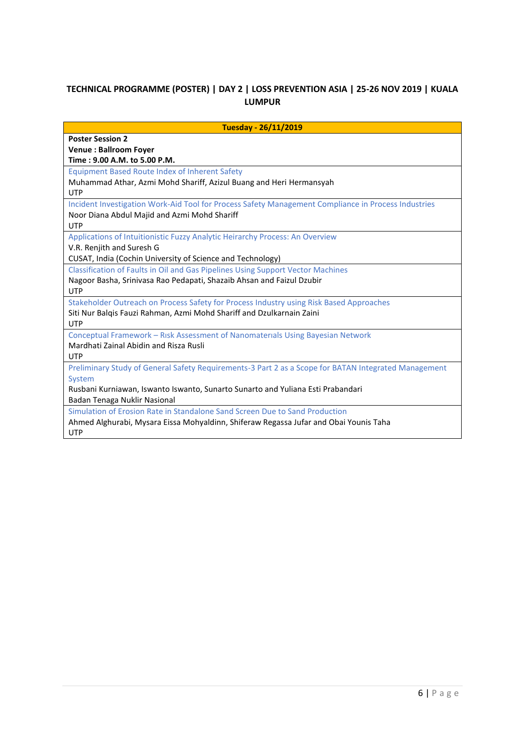## TECHNICAL PROGRAMME (POSTER) | DAY 2 | LOSS PREVENTION ASIA | 25-26 NOV 2019 | KUALA LUMPUR

| **Tuesday - 26/11/2019** |
|---|
| **Poster Session 2**<br>**Venue : Ballroom Foyer**<br>**Time : 9.00 A.M. to 5.00 P.M.** |
| Equipment Based Route Index of Inherent Safety<br>Muhammad Athar, Azmi Mohd Shariff, Azizul Buang and Heri Hermansyah<br>UTP |
| Incident Investigation Work-Aid Tool for Process Safety Management Compliance in Process Industries<br>Noor Diana Abdul Majid and Azmi Mohd Shariff<br>UTP |
| Applications of Intuitionistic Fuzzy Analytic Heirarchy Process: An Overview<br>V.R. Renjith and Suresh G<br>CUSAT, India (Cochin University of Science and Technology) |
| Classification of Faults in Oil and Gas Pipelines Using Support Vector Machines<br>Nagoor Basha, Srinivasa Rao Pedapati, Shazaib Ahsan and Faizul Dzubir<br>UTP |
| Stakeholder Outreach on Process Safety for Process Industry using Risk Based Approaches<br>Siti Nur Balqis Fauzi Rahman, Azmi Mohd Shariff and Dzulkarnain Zaini<br>UTP |
| Conceptual Framework – Rısk Assessment of Nanomaterıals Using Bayesian Network<br>Mardhati Zainal Abidin and Risza Rusli<br>UTP |
| Preliminary Study of General Safety Requirements-3 Part 2 as a Scope for BATAN Integrated Management System<br>Rusbani Kurniawan, Iswanto Iswanto, Sunarto Sunarto and Yuliana Esti Prabandari<br>Badan Tenaga Nuklir Nasional |
| Simulation of Erosion Rate in Standalone Sand Screen Due to Sand Production<br>Ahmed Alghurabi, Mysara Eissa Mohyaldinn, Shiferaw Regassa Jufar and Obai Younis Taha<br>UTP |